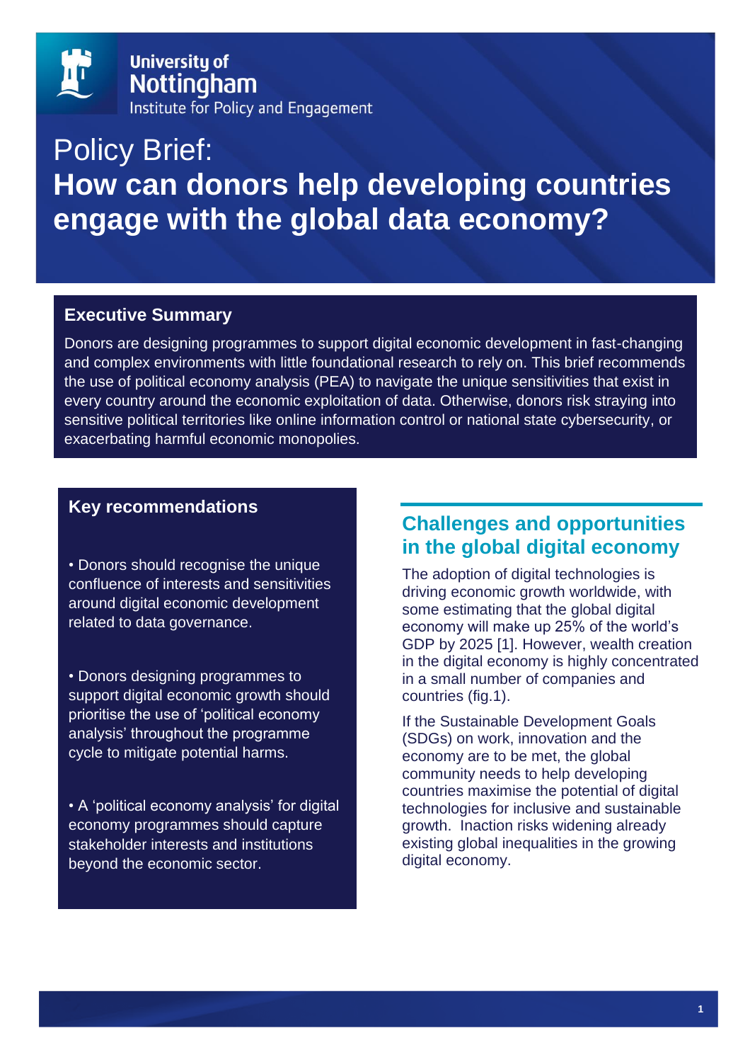University of Nottingham
Institute for Policy and Engagement

# Policy Brief: **How can donors help developing countries engage with the global data economy?**

## Executive Summary

Donors are designing programmes to support digital economic development in fast-changing and complex environments with little foundational research to rely on. This brief recommends the use of political economy analysis (PEA) to navigate the unique sensitivities that exist in every country around the economic exploitation of data. Otherwise, donors risk straying into sensitive political territories like online information control or national state cybersecurity, or exacerbating harmful economic monopolies.

## Key recommendations

- Donors should recognise the unique confluence of interests and sensitivities around digital economic development related to data governance.
- Donors designing programmes to support digital economic growth should prioritise the use of 'political economy analysis' throughout the programme cycle to mitigate potential harms.
- A 'political economy analysis' for digital economy programmes should capture stakeholder interests and institutions beyond the economic sector.

## Challenges and opportunities in the global digital economy

The adoption of digital technologies is driving economic growth worldwide, with some estimating that the global digital economy will make up 25% of the world's GDP by 2025 [1]. However, wealth creation in the digital economy is highly concentrated in a small number of companies and countries (fig.1).

If the Sustainable Development Goals (SDGs) on work, innovation and the economy are to be met, the global community needs to help developing countries maximise the potential of digital technologies for inclusive and sustainable growth. Inaction risks widening already existing global inequalities in the growing digital economy.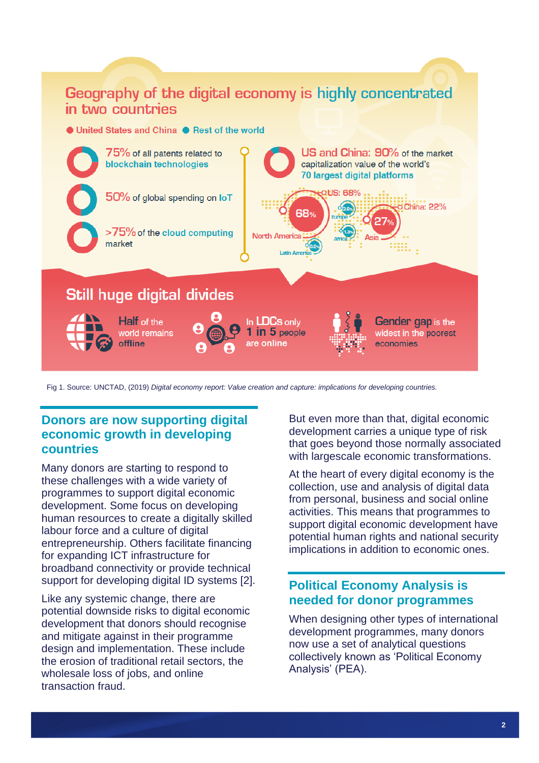## Geography of the digital economy is highly concentrated in two countries

● United States and China ● Rest of the world

75% of all patents related to blockchain technologies

50% of global spending on IoT

>75% of the cloud computing market

US and China: 90% of the market capitalization value of the world's 70 largest digital platforms

US: 68%

China: 22%

North America 68%

Asia 27%

Europe 3.6%

Africa 1.3%

Latin America 0.2%

## Still huge digital divides

Half of the world remains offline

In LDCs only 1 in 5 people are online

Gender gap is the widest in the poorest economies

Fig 1. Source: UNCTAD, (2019) *Digital economy report: Value creation and capture: implications for developing countries.*

## Donors are now supporting digital economic growth in developing countries

Many donors are starting to respond to these challenges with a wide variety of programmes to support digital economic development. Some focus on developing human resources to create a digitally skilled labour force and a culture of digital entrepreneurship. Others facilitate financing for expanding ICT infrastructure for broadband connectivity or provide technical support for developing digital ID systems [2].

Like any systemic change, there are potential downside risks to digital economic development that donors should recognise and mitigate against in their programme design and implementation. These include the erosion of traditional retail sectors, the wholesale loss of jobs, and online transaction fraud.

But even more than that, digital economic development carries a unique type of risk that goes beyond those normally associated with largescale economic transformations.

At the heart of every digital economy is the collection, use and analysis of digital data from personal, business and social online activities. This means that programmes to support digital economic development have potential human rights and national security implications in addition to economic ones.

## Political Economy Analysis is needed for donor programmes

When designing other types of international development programmes, many donors now use a set of analytical questions collectively known as 'Political Economy Analysis' (PEA).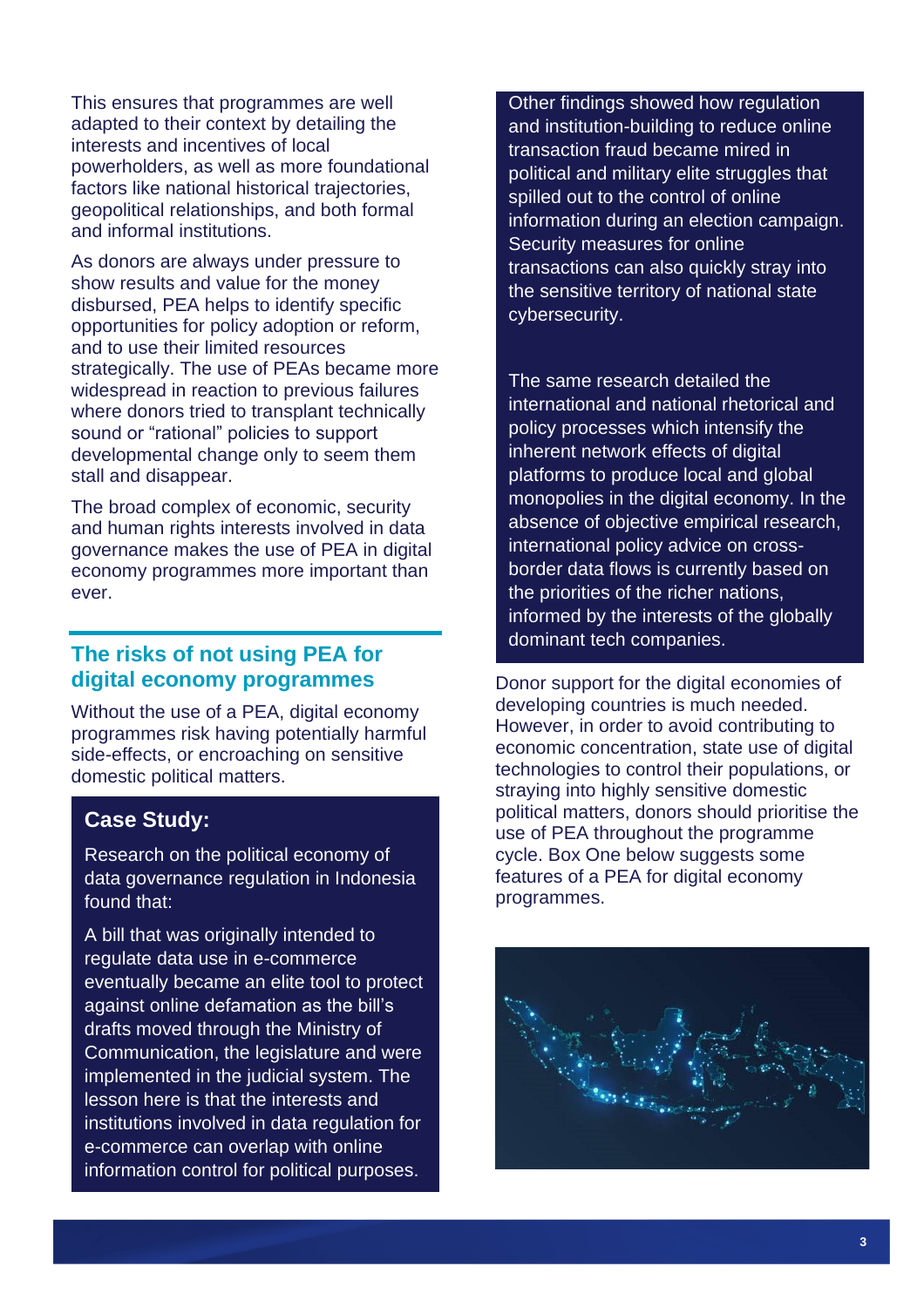This ensures that programmes are well adapted to their context by detailing the interests and incentives of local powerholders, as well as more foundational factors like national historical trajectories, geopolitical relationships, and both formal and informal institutions.

As donors are always under pressure to show results and value for the money disbursed, PEA helps to identify specific opportunities for policy adoption or reform, and to use their limited resources strategically. The use of PEAs became more widespread in reaction to previous failures where donors tried to transplant technically sound or "rational" policies to support developmental change only to seem them stall and disappear.

The broad complex of economic, security and human rights interests involved in data governance makes the use of PEA in digital economy programmes more important than ever.

## The risks of not using PEA for digital economy programmes

Without the use of a PEA, digital economy programmes risk having potentially harmful side-effects, or encroaching on sensitive domestic political matters.

### Case Study:

Research on the political economy of data governance regulation in Indonesia found that:

A bill that was originally intended to regulate data use in e-commerce eventually became an elite tool to protect against online defamation as the bill's drafts moved through the Ministry of Communication, the legislature and were implemented in the judicial system. The lesson here is that the interests and institutions involved in data regulation for e-commerce can overlap with online information control for political purposes.

Other findings showed how regulation and institution-building to reduce online transaction fraud became mired in political and military elite struggles that spilled out to the control of online information during an election campaign. Security measures for online transactions can also quickly stray into the sensitive territory of national state cybersecurity.

The same research detailed the international and national rhetorical and policy processes which intensify the inherent network effects of digital platforms to produce local and global monopolies in the digital economy. In the absence of objective empirical research, international policy advice on cross-border data flows is currently based on the priorities of the richer nations, informed by the interests of the globally dominant tech companies.

Donor support for the digital economies of developing countries is much needed. However, in order to avoid contributing to economic concentration, state use of digital technologies to control their populations, or straying into highly sensitive domestic political matters, donors should prioritise the use of PEA throughout the programme cycle. Box One below suggests some features of a PEA for digital economy programmes.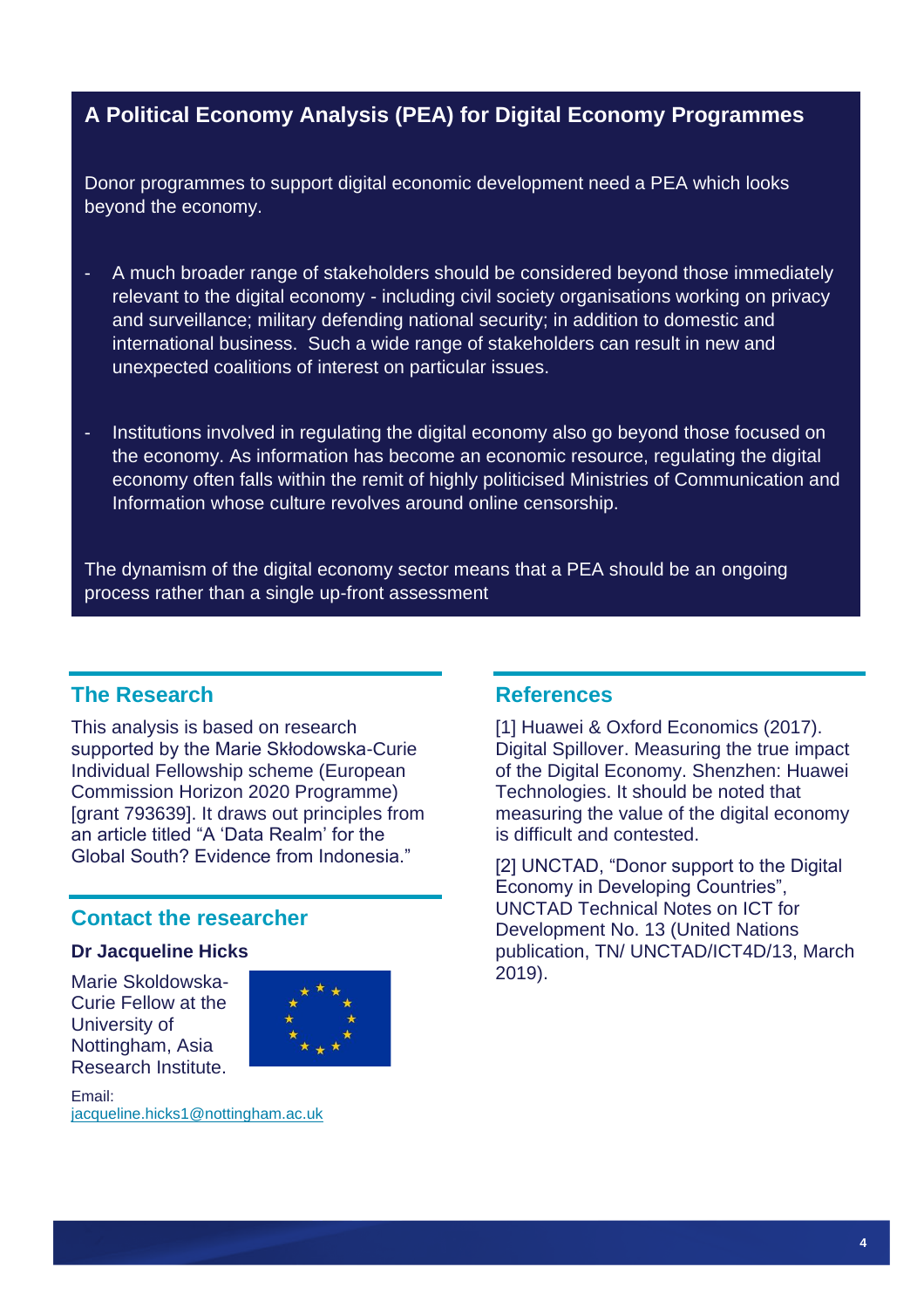## A Political Economy Analysis (PEA) for Digital Economy Programmes

Donor programmes to support digital economic development need a PEA which looks beyond the economy.

- A much broader range of stakeholders should be considered beyond those immediately relevant to the digital economy - including civil society organisations working on privacy and surveillance; military defending national security; in addition to domestic and international business. Such a wide range of stakeholders can result in new and unexpected coalitions of interest on particular issues.

- Institutions involved in regulating the digital economy also go beyond those focused on the economy. As information has become an economic resource, regulating the digital economy often falls within the remit of highly politicised Ministries of Communication and Information whose culture revolves around online censorship.

The dynamism of the digital economy sector means that a PEA should be an ongoing process rather than a single up-front assessment

## The Research

This analysis is based on research supported by the Marie Skłodowska-Curie Individual Fellowship scheme (European Commission Horizon 2020 Programme) [grant 793639]. It draws out principles from an article titled "A 'Data Realm' for the Global South? Evidence from Indonesia."

## Contact the researcher

**Dr Jacqueline Hicks**

Marie Skoldowska-Curie Fellow at the University of Nottingham, Asia Research Institute.

Email:
jacqueline.hicks1@nottingham.ac.uk

## References

[1] Huawei & Oxford Economics (2017). Digital Spillover. Measuring the true impact of the Digital Economy. Shenzhen: Huawei Technologies. It should be noted that measuring the value of the digital economy is difficult and contested.

[2] UNCTAD, "Donor support to the Digital Economy in Developing Countries", UNCTAD Technical Notes on ICT for Development No. 13 (United Nations publication, TN/ UNCTAD/ICT4D/13, March 2019).